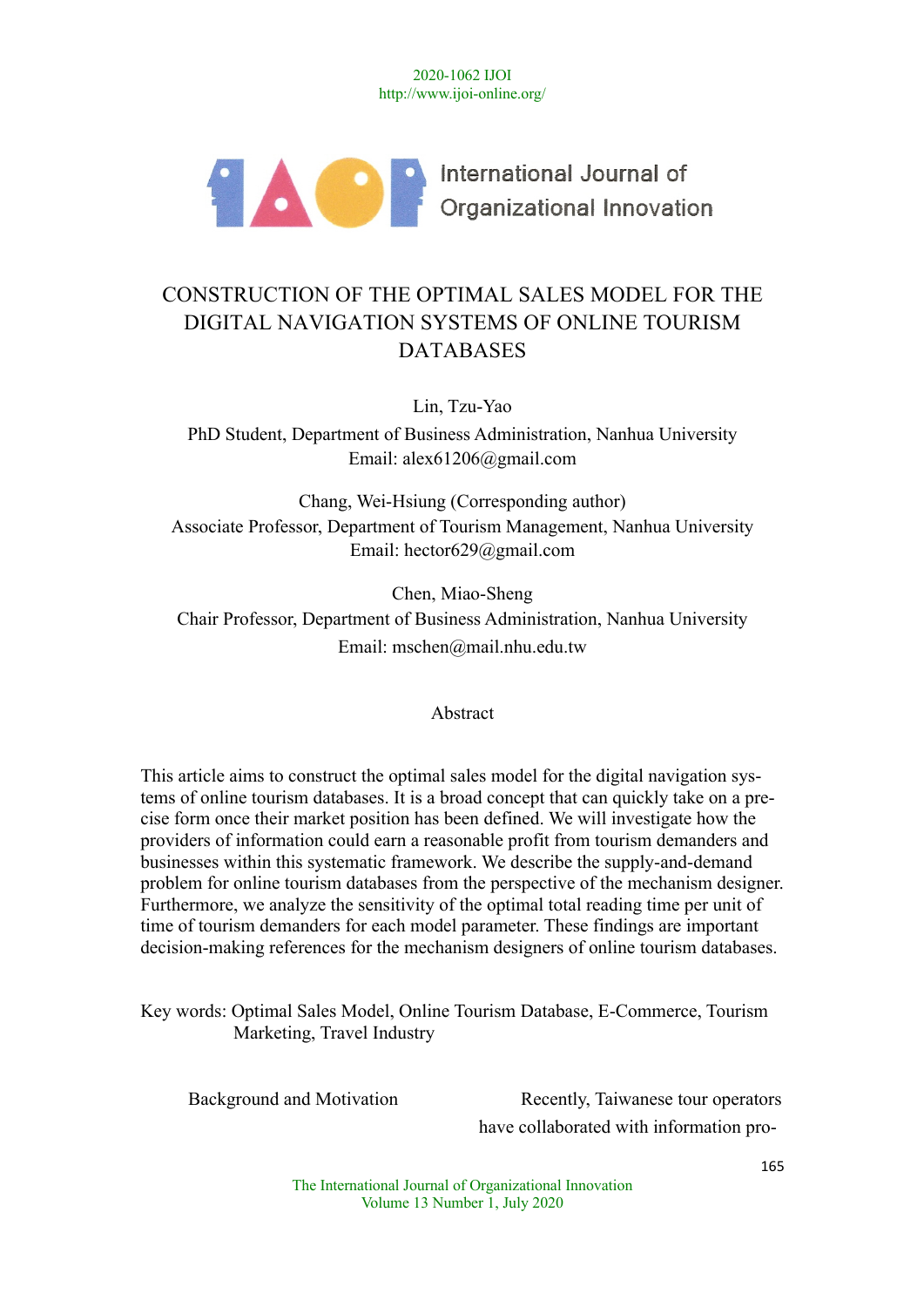# CONSTRUCTION OF THE OPTIMAL SALES MODEL FOR THE DIGITAL NAVIGATION SYSTEMS OF ONLINE TOURISM DATABASES

Lin, Tzu-Yao
PhD Student, Department of Business Administration, Nanhua University
Email: alex61206@gmail.com

Chang, Wei-Hsiung (Corresponding author)
Associate Professor, Department of Tourism Management, Nanhua University
Email: hector629@gmail.com

Chen, Miao-Sheng
Chair Professor, Department of Business Administration, Nanhua University
Email: mschen@mail.nhu.edu.tw

## Abstract

This article aims to construct the optimal sales model for the digital navigation systems of online tourism databases. It is a broad concept that can quickly take on a precise form once their market position has been defined. We will investigate how the providers of information could earn a reasonable profit from tourism demanders and businesses within this systematic framework. We describe the supply-and-demand problem for online tourism databases from the perspective of the mechanism designer. Furthermore, we analyze the sensitivity of the optimal total reading time per unit of time of tourism demanders for each model parameter. These findings are important decision-making references for the mechanism designers of online tourism databases.

Key words: Optimal Sales Model, Online Tourism Database, E-Commerce, Tourism Marketing, Travel Industry

## Background and Motivation

Recently, Taiwanese tour operators have collaborated with information pro-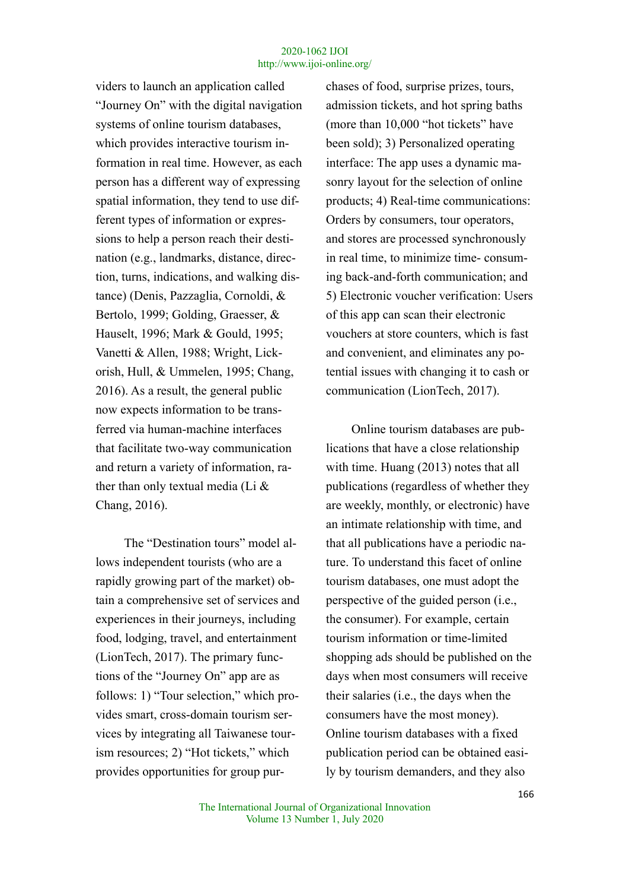viders to launch an application called "Journey On" with the digital navigation systems of online tourism databases, which provides interactive tourism information in real time. However, as each person has a different way of expressing spatial information, they tend to use different types of information or expressions to help a person reach their destination (e.g., landmarks, distance, direction, turns, indications, and walking distance) (Denis, Pazzaglia, Cornoldi, & Bertolo, 1999; Golding, Graesser, & Hauselt, 1996; Mark & Gould, 1995; Vanetti & Allen, 1988; Wright, Lickorish, Hull, & Ummelen, 1995; Chang, 2016). As a result, the general public now expects information to be transferred via human-machine interfaces that facilitate two-way communication and return a variety of information, rather than only textual media (Li & Chang, 2016).

The "Destination tours" model allows independent tourists (who are a rapidly growing part of the market) obtain a comprehensive set of services and experiences in their journeys, including food, lodging, travel, and entertainment (LionTech, 2017). The primary functions of the "Journey On" app are as follows: 1) "Tour selection," which provides smart, cross-domain tourism services by integrating all Taiwanese tourism resources; 2) "Hot tickets," which provides opportunities for group purchases of food, surprise prizes, tours, admission tickets, and hot spring baths (more than 10,000 "hot tickets" have been sold); 3) Personalized operating interface: The app uses a dynamic masonry layout for the selection of online products; 4) Real-time communications: Orders by consumers, tour operators, and stores are processed synchronously in real time, to minimize time- consuming back-and-forth communication; and 5) Electronic voucher verification: Users of this app can scan their electronic vouchers at store counters, which is fast and convenient, and eliminates any potential issues with changing it to cash or communication (LionTech, 2017).

Online tourism databases are publications that have a close relationship with time. Huang (2013) notes that all publications (regardless of whether they are weekly, monthly, or electronic) have an intimate relationship with time, and that all publications have a periodic nature. To understand this facet of online tourism databases, one must adopt the perspective of the guided person (i.e., the consumer). For example, certain tourism information or time-limited shopping ads should be published on the days when most consumers will receive their salaries (i.e., the days when the consumers have the most money). Online tourism databases with a fixed publication period can be obtained easily by tourism demanders, and they also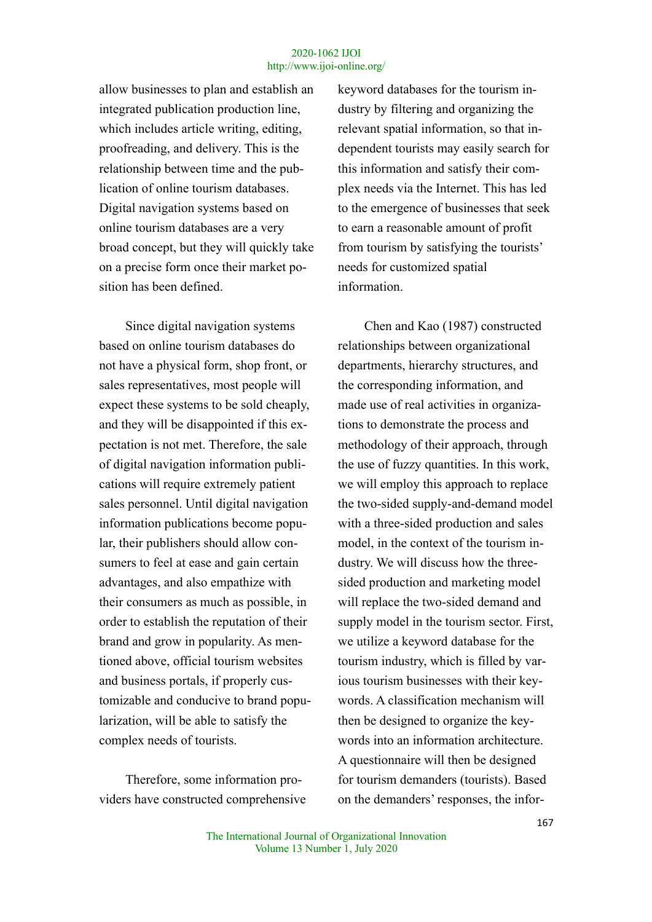allow businesses to plan and establish an integrated publication production line, which includes article writing, editing, proofreading, and delivery. This is the relationship between time and the publication of online tourism databases. Digital navigation systems based on online tourism databases are a very broad concept, but they will quickly take on a precise form once their market position has been defined.

Since digital navigation systems based on online tourism databases do not have a physical form, shop front, or sales representatives, most people will expect these systems to be sold cheaply, and they will be disappointed if this expectation is not met. Therefore, the sale of digital navigation information publications will require extremely patient sales personnel. Until digital navigation information publications become popular, their publishers should allow consumers to feel at ease and gain certain advantages, and also empathize with their consumers as much as possible, in order to establish the reputation of their brand and grow in popularity. As mentioned above, official tourism websites and business portals, if properly customizable and conducive to brand popularization, will be able to satisfy the complex needs of tourists.

Therefore, some information providers have constructed comprehensive keyword databases for the tourism industry by filtering and organizing the relevant spatial information, so that independent tourists may easily search for this information and satisfy their complex needs via the Internet. This has led to the emergence of businesses that seek to earn a reasonable amount of profit from tourism by satisfying the tourists' needs for customized spatial information.

Chen and Kao (1987) constructed relationships between organizational departments, hierarchy structures, and the corresponding information, and made use of real activities in organizations to demonstrate the process and methodology of their approach, through the use of fuzzy quantities. In this work, we will employ this approach to replace the two-sided supply-and-demand model with a three-sided production and sales model, in the context of the tourism industry. We will discuss how the three-sided production and marketing model will replace the two-sided demand and supply model in the tourism sector. First, we utilize a keyword database for the tourism industry, which is filled by various tourism businesses with their keywords. A classification mechanism will then be designed to organize the keywords into an information architecture. A questionnaire will then be designed for tourism demanders (tourists). Based on the demanders' responses, the infor-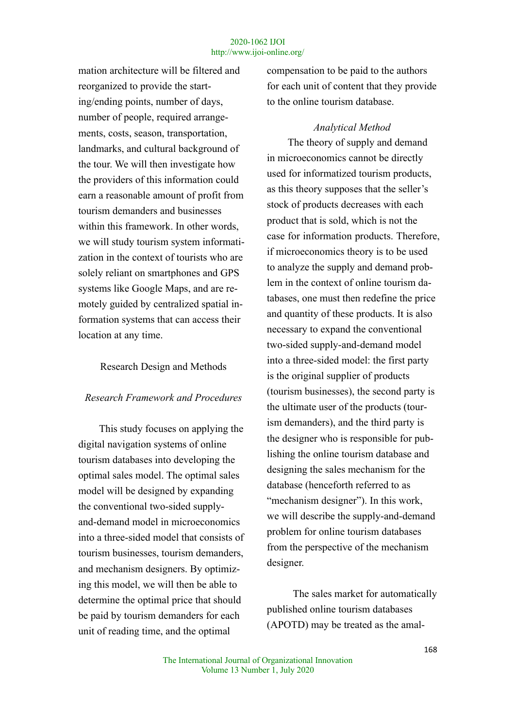mation architecture will be filtered and reorganized to provide the starting/ending points, number of days, number of people, required arrangements, costs, season, transportation, landmarks, and cultural background of the tour. We will then investigate how the providers of this information could earn a reasonable amount of profit from tourism demanders and businesses within this framework. In other words, we will study tourism system informatization in the context of tourists who are solely reliant on smartphones and GPS systems like Google Maps, and are remotely guided by centralized spatial information systems that can access their location at any time.

## Research Design and Methods

### *Research Framework and Procedures*

This study focuses on applying the digital navigation systems of online tourism databases into developing the optimal sales model. The optimal sales model will be designed by expanding the conventional two-sided supply-and-demand model in microeconomics into a three-sided model that consists of tourism businesses, tourism demanders, and mechanism designers. By optimizing this model, we will then be able to determine the optimal price that should be paid by tourism demanders for each unit of reading time, and the optimal compensation to be paid to the authors for each unit of content that they provide to the online tourism database.

### *Analytical Method*

The theory of supply and demand in microeconomics cannot be directly used for informatized tourism products, as this theory supposes that the seller's stock of products decreases with each product that is sold, which is not the case for information products. Therefore, if microeconomics theory is to be used to analyze the supply and demand problem in the context of online tourism databases, one must then redefine the price and quantity of these products. It is also necessary to expand the conventional two-sided supply-and-demand model into a three-sided model: the first party is the original supplier of products (tourism businesses), the second party is the ultimate user of the products (tourism demanders), and the third party is the designer who is responsible for publishing the online tourism database and designing the sales mechanism for the database (henceforth referred to as "mechanism designer"). In this work, we will describe the supply-and-demand problem for online tourism databases from the perspective of the mechanism designer.

The sales market for automatically published online tourism databases (APOTD) may be treated as the amal-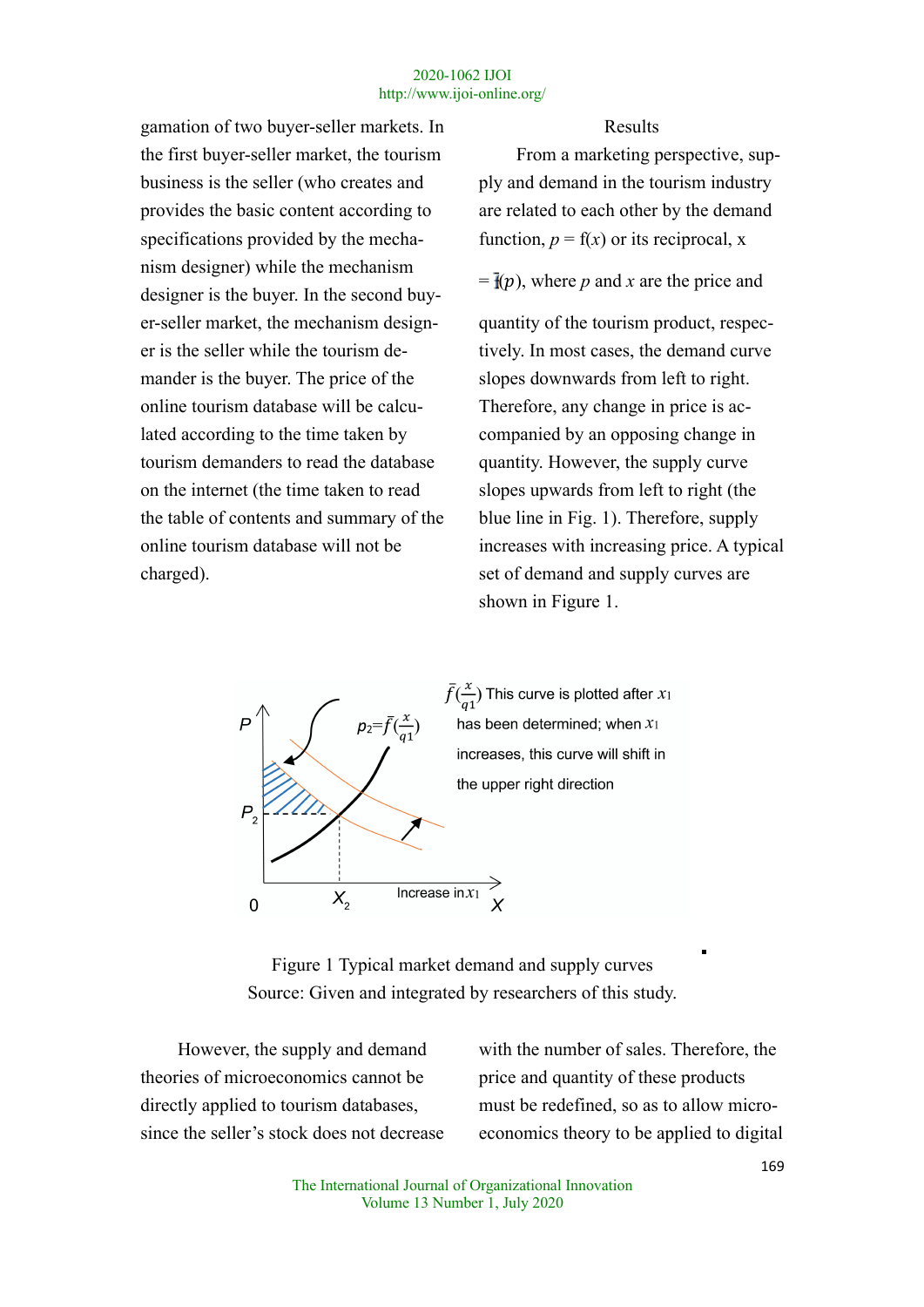gamation of two buyer-seller markets. In the first buyer-seller market, the tourism business is the seller (who creates and provides the basic content according to specifications provided by the mechanism designer) while the mechanism designer is the buyer. In the second buyer-seller market, the mechanism designer is the seller while the tourism demander is the buyer. The price of the online tourism database will be calculated according to the time taken by tourism demanders to read the database on the internet (the time taken to read the table of contents and summary of the online tourism database will not be charged).

## Results

From a marketing perspective, supply and demand in the tourism industry are related to each other by the demand function, $p = f(x)$ or its reciprocal, $x = \bar{f}(p)$, where $p$ and $x$ are the price and quantity of the tourism product, respectively. In most cases, the demand curve slopes downwards from left to right. Therefore, any change in price is accompanied by an opposing change in quantity. However, the supply curve slopes upwards from left to right (the blue line in Fig. 1). Therefore, supply increases with increasing price. A typical set of demand and supply curves are shown in Figure 1.

Figure 1 Typical market demand and supply curves
Source: Given and integrated by researchers of this study.

However, the supply and demand theories of microeconomics cannot be directly applied to tourism databases, since the seller's stock does not decrease with the number of sales. Therefore, the price and quantity of these products must be redefined, so as to allow microeconomics theory to be applied to digital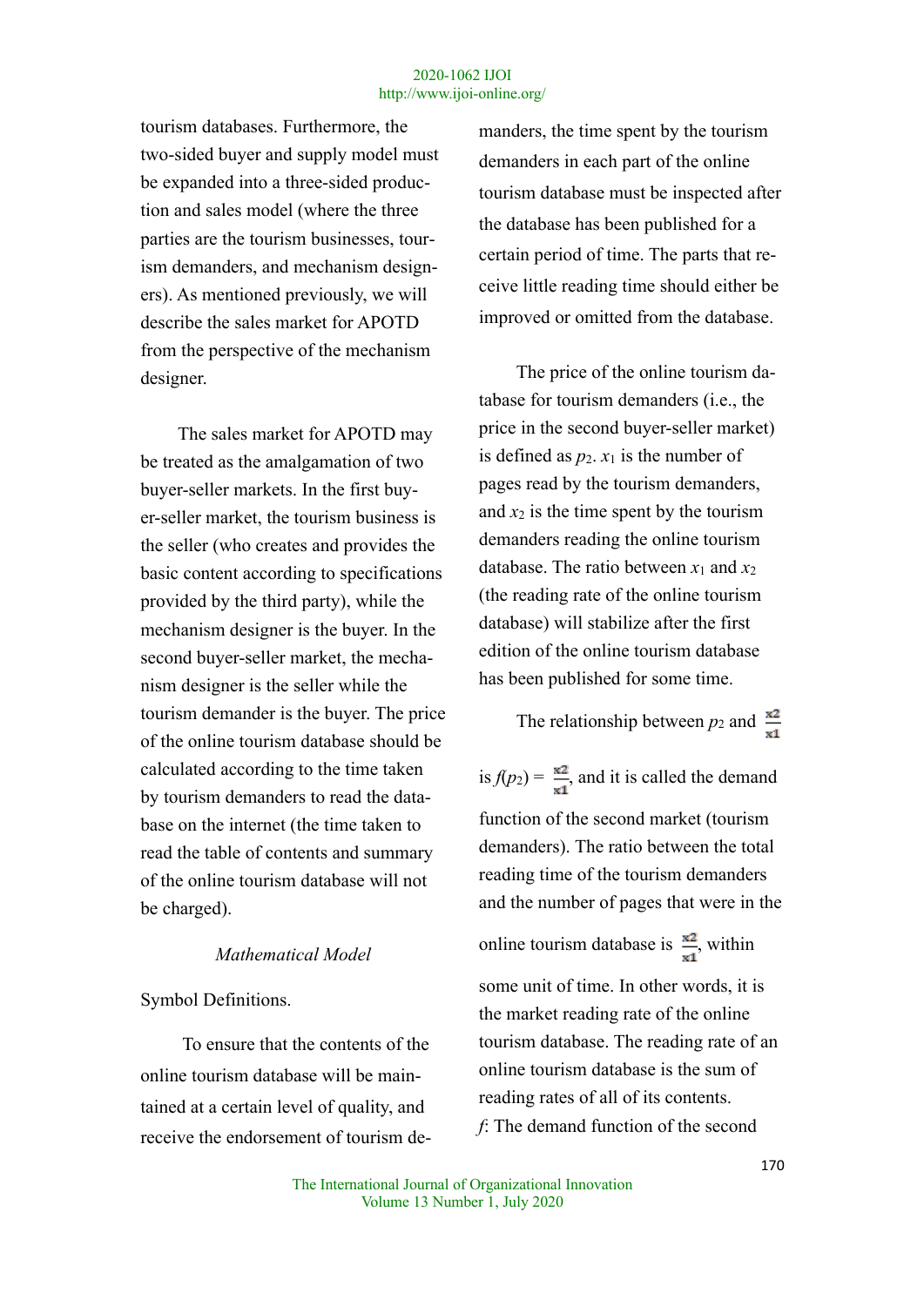tourism databases. Furthermore, the two-sided buyer and supply model must be expanded into a three-sided production and sales model (where the three parties are the tourism businesses, tourism demanders, and mechanism designers). As mentioned previously, we will describe the sales market for APOTD from the perspective of the mechanism designer.

The sales market for APOTD may be treated as the amalgamation of two buyer-seller markets. In the first buyer-seller market, the tourism business is the seller (who creates and provides the basic content according to specifications provided by the third party), while the mechanism designer is the buyer. In the second buyer-seller market, the mechanism designer is the seller while the tourism demander is the buyer. The price of the online tourism database should be calculated according to the time taken by tourism demanders to read the database on the internet (the time taken to read the table of contents and summary of the online tourism database will not be charged).

*Mathematical Model*

Symbol Definitions.

To ensure that the contents of the online tourism database will be maintained at a certain level of quality, and receive the endorsement of tourism demanders, the time spent by the tourism demanders in each part of the online tourism database must be inspected after the database has been published for a certain period of time. The parts that receive little reading time should either be improved or omitted from the database.

The price of the online tourism database for tourism demanders (i.e., the price in the second buyer-seller market) is defined as $p_2$. $x_1$ is the number of pages read by the tourism demanders, and $x_2$ is the time spent by the tourism demanders reading the online tourism database. The ratio between $x_1$ and $x_2$ (the reading rate of the online tourism database) will stabilize after the first edition of the online tourism database has been published for some time.

The relationship between $p_2$ and $\frac{x2}{x1}$ is $f(p_2) = \frac{x2}{x1}$, and it is called the demand function of the second market (tourism demanders). The ratio between the total reading time of the tourism demanders and the number of pages that were in the online tourism database is $\frac{x2}{x1}$, within some unit of time. In other words, it is the market reading rate of the online tourism database. The reading rate of an online tourism database is the sum of reading rates of all of its contents.

*f*: The demand function of the second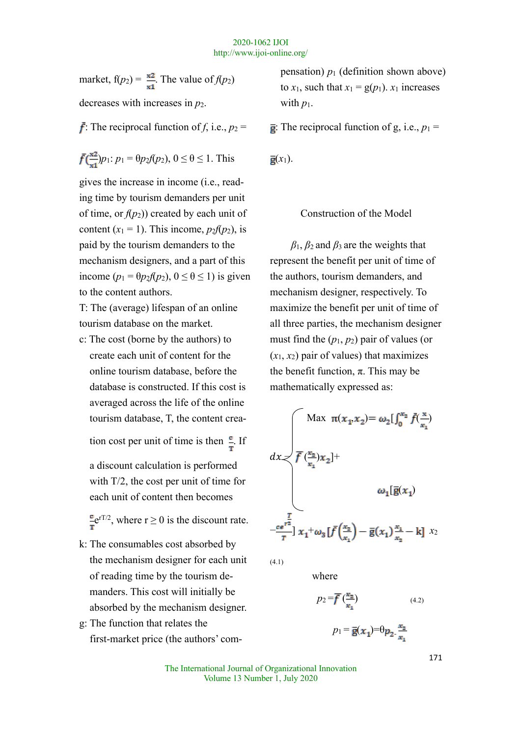market, $f(p_2) = \frac{x_2}{x_1}$. The value of $f(p_2)$ decreases with increases in $p_2$.

$\bar{f}$: The reciprocal function of $f$, i.e., $p_2 = \bar{f}(\frac{x_2}{x_1})$

$p_1$: $p_1 = \theta p_2 f(p_2)$, $0 \leq \theta \leq 1$. This gives the increase in income (i.e., reading time by tourism demanders per unit of time, or $f(p_2)$) created by each unit of content ($x_1 = 1$). This income, $p_2 f(p_2)$, is paid by the tourism demanders to the mechanism designers, and a part of this income ($p_1 = \theta p_2 f(p_2)$, $0 \leq \theta \leq 1$) is given to the content authors.

T: The (average) lifespan of an online tourism database on the market.

c: The cost (borne by the authors) to create each unit of content for the online tourism database, before the database is constructed. If this cost is averaged across the life of the online tourism database, T, the content creation cost per unit of time is then $\frac{c}{T}$. If a discount calculation is performed with T/2, the cost per unit of time for each unit of content then becomes $\frac{c}{T}e^{rT/2}$, where $r \geq 0$ is the discount rate.

k: The consumables cost absorbed by the mechanism designer for each unit of reading time by the tourism demanders. This cost will initially be absorbed by the mechanism designer.

g: The function that relates the first-market price (the authors' compensation) $p_1$ (definition shown above) to $x_1$, such that $x_1 = g(p_1)$. $x_1$ increases with $p_1$.

$\bar{g}$: The reciprocal function of g, i.e., $p_1 = \bar{g}(x_1)$.

## Construction of the Model

$\beta_1$, $\beta_2$ and $\beta_3$ are the weights that represent the benefit per unit of time of the authors, tourism demanders, and mechanism designer, respectively. To maximize the benefit per unit of time of all three parties, the mechanism designer must find the $(p_1, p_2)$ pair of values (or $(x_1, x_2)$ pair of values) that maximizes the benefit function, $\pi$. This may be mathematically expressed as:

$$\begin{cases} \text{Max } \pi(x_1,x_2) = \omega_2\left[\int_0^{x_2} \bar{f}\left(\frac{x}{x_1}\right) dx - \bar{f}\left(\frac{x_2}{x_1}\right)x_2\right] + \omega_1\left[\bar{g}(x_1) - \frac{c e^{\frac{T}{r^2}}}{T}\right] x_1 + \omega_3\left[\bar{f}\left(\frac{x_2}{x_1}\right) - \bar{g}(x_1)\frac{x_1}{x_2} - k\right] x_2 \end{cases} \tag{4.1}$$

where

$$p_2 = \bar{f}\left(\frac{x_2}{x_1}\right) \tag{4.2}$$

$$p_1 = \bar{g}(x_1) = \theta p_2 \cdot \frac{x_2}{x_1}$$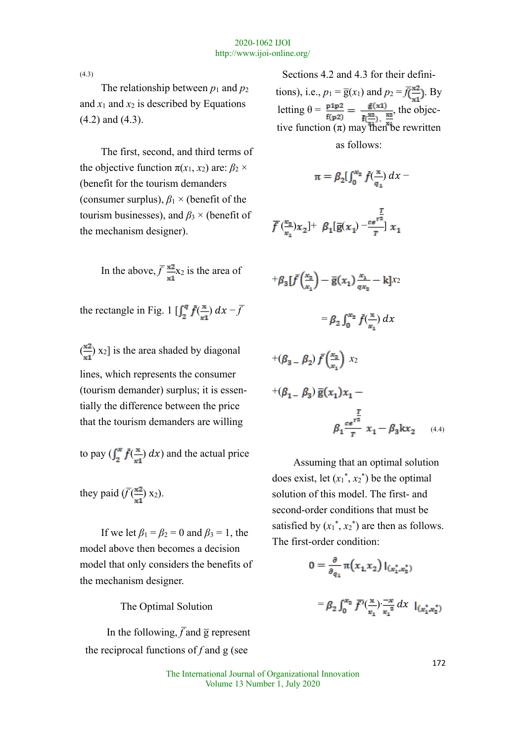(4.3)

The relationship between $p_1$ and $p_2$ and $x_1$ and $x_2$ is described by Equations (4.2) and (4.3).

The first, second, and third terms of the objective function $\pi(x_1, x_2)$ are: $\beta_2 \times$ (benefit for the tourism demanders (consumer surplus), $\beta_1 \times$ (benefit of the tourism businesses), and $\beta_3 \times$ (benefit of the mechanism designer).

In the above, $\bar{f}\,\frac{x2}{x1}x_2$ is the area of the rectangle in Fig. 1 $[\int_2^q \bar{f}(\frac{x}{x1})\,dx - \bar{f}(\frac{x2}{x1})\,x_2]$ is the area shaded by diagonal lines, which represents the consumer (tourism demander) surplus; it is essentially the difference between the price that the tourism demanders are willing to pay $(\int_2^x \bar{f}(\frac{x}{x1})\,dx)$ and the actual price they paid $(\bar{f}(\frac{x2}{x1})\,x_2)$.

If we let $\beta_1 = \beta_2 = 0$ and $\beta_3 = 1$, the model above then becomes a decision model that only considers the benefits of the mechanism designer.

The Optimal Solution

In the following, $\bar{f}$ and $\bar{g}$ represent the reciprocal functions of $f$ and g (see Sections 4.2 and 4.3 for their definitions), i.e., $p_1 = \bar{g}(x_1)$ and $p_2 = \bar{f}(\frac{x2}{x1})$. By letting $\theta = \frac{p1p2}{f(p2)} = \frac{\bar{g}(x1)}{\bar{f}(\frac{x2}{x1})\cdot\frac{x2}{x1}}$, the objective function $(\pi)$ may then be rewritten as follows:

$$\pi = \beta_2[\int_0^{x_2} \bar{f}(\frac{x}{q_1})\,dx - \bar{f}(\frac{x_2}{x_1})x_2] + \beta_1[\bar{g}(x_1) - \frac{ce^{\frac{T}{r2}}}{T}]\,x_1$$

$$+\beta_3[\bar{f}\left(\frac{x_2}{x_1}\right) - \bar{g}(x_1)\frac{x_1}{qx_2} - k]x_2$$

$$= \beta_2 \int_0^{x_2} \bar{f}(\frac{x}{x_1})\,dx$$

$$+(\beta_3 - \beta_2)\,\bar{f}\left(\frac{x_2}{x_1}\right)\,x_2$$

$$+(\beta_1 - \beta_3)\,\bar{g}(x_1)x_1 -$$

$$\beta_1\frac{ce^{\frac{T}{r2}}}{T}\,x_1 - \beta_3 k x_2 \quad (4.4)$$

Assuming that an optimal solution does exist, let $(x_1^*, x_2^*)$ be the optimal solution of this model. The first- and second-order conditions that must be satisfied by $(x_1^*, x_2^*)$ are then as follows. The first-order condition:

$$0 = \frac{\partial}{\partial_{q_1}}\pi(x_1, x_2)\,|_{(x_1^*, x_2^*)}$$

$$= \beta_2 \int_0^{x_2} \bar{f}'(\frac{x}{x_1})\cdot\frac{-x}{x_1^2}\,dx \;\; |_{(x_1^*, x_2^*)}$$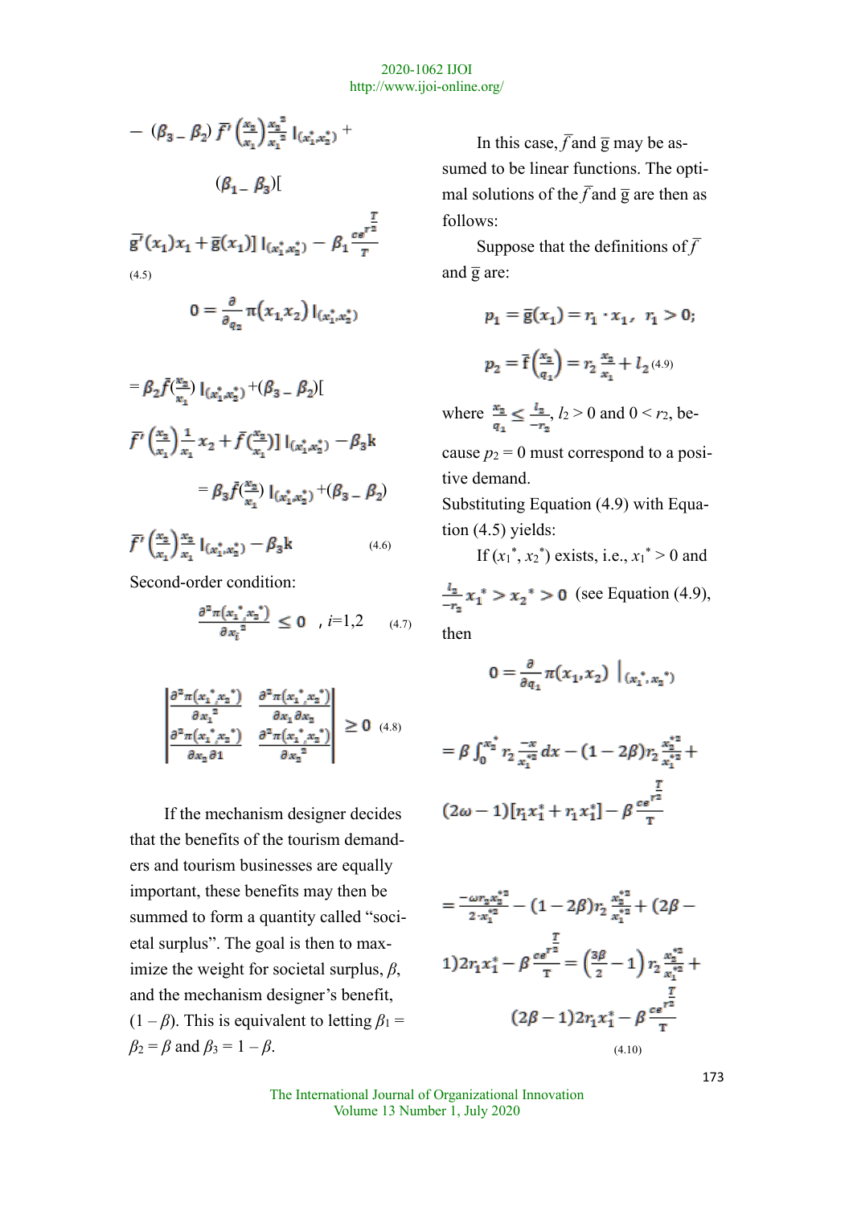$$-\ (\beta_3 - \beta_2)\ \bar{f}'\left(\frac{x_2}{x_1}\right)\frac{x_2^2}{x_1^2}\ |_{(x_1^*,x_2^*)} +$$

$$(\beta_1 - \beta_3)[$$

$$\bar{g}'(x_1)x_1 + \bar{g}(x_1)]\ |_{(x_1^*,x_2^*)} - \beta_1 \frac{ce^{\frac{T}{r^2}}}{T}$$

(4.5)

$$0 = \frac{\partial}{\partial_{q_2}} \pi(x_1, x_2)\ |_{(x_1^*,x_2^*)}$$

$$= \beta_2 \bar{f}(\tfrac{x_2}{x_1})\ |_{(x_1^*,x_2^*)} + (\beta_3 - \beta_2)[$$

$$\bar{f}'\left(\frac{x_2}{x_1}\right)\frac{1}{x_1}x_2 + \bar{f}(\tfrac{x_2}{x_1})]\ |_{(x_1^*,x_2^*)} - \beta_3 \mathrm{k}$$

$$= \beta_3 \bar{f}(\tfrac{x_2}{x_1})\ |_{(x_1^*,x_2^*)} + (\beta_3 - \beta_2)$$

$$\bar{f}'\left(\frac{x_2}{x_1}\right)\frac{x_2}{x_1}\ |_{(x_1^*,x_2^*)} - \beta_3 \mathrm{k} \qquad (4.6)$$

Second-order condition:

$$\frac{\partial^2 \pi(x_1^*, x_2^*)}{\partial x_i^2} \leq 0 \quad , i=1,2 \qquad (4.7)$$

$$\begin{vmatrix} \frac{\partial^2 \pi(x_1^*, x_2^*)}{\partial x_1^2} & \frac{\partial^2 \pi(x_1^*, x_2^*)}{\partial x_1 \partial x_2} \\ \frac{\partial^2 \pi(x_1^*, x_2^*)}{\partial x_2 \partial 1} & \frac{\partial^2 \pi(x_1^*, x_2^*)}{\partial x_2^2} \end{vmatrix} \geq 0 \qquad (4.8)$$

If the mechanism designer decides that the benefits of the tourism demanders and tourism businesses are equally important, these benefits may then be summed to form a quantity called "societal surplus". The goal is then to maximize the weight for societal surplus, $\beta$, and the mechanism designer's benefit, $(1 - \beta)$. This is equivalent to letting $\beta_1 = \beta_2 = \beta$ and $\beta_3 = 1 - \beta$.

In this case, $\bar{f}$ and $\bar{g}$ may be assumed to be linear functions. The optimal solutions of the $\bar{f}$ and $\bar{g}$ are then as follows:

Suppose that the definitions of $\bar{f}$ and $\bar{g}$ are:

$$p_1 = \bar{g}(x_1) = r_1 \cdot x_1,\ \ r_1 > 0;$$

$$p_2 = \bar{f}\left(\frac{x_2}{q_1}\right) = r_2 \frac{x_2}{x_1} + l_2 \qquad (4.9)$$

where $\frac{x_2}{q_1} \leq \frac{l_2}{-r_2}$, $l_2 > 0$ and $0 < r_2$, because $p_2 = 0$ must correspond to a positive demand.

Substituting Equation (4.9) with Equation (4.5) yields:

If $(x_1^*, x_2^*)$ exists, i.e., $x_1^* > 0$ and $\frac{l_2}{-r_2} x_1^* > x_2^* > 0$ (see Equation (4.9), then

$$0 = \frac{\partial}{\partial_{q_1}} \pi(x_1, x_2)\ \Big|_{(x_1^*, x_2^*)}$$

$$= \beta \int_0^{x_2^*} r_2 \frac{-x}{x_1^{*2}} dx - (1 - 2\beta) r_2 \frac{x_2^{*2}}{x_1^{*2}} +$$

$$(2\omega - 1)[r_1 x_1^* + r_1 x_1^*] - \beta \frac{ce^{\frac{T}{r^2}}}{T}$$

$$= \frac{-\omega r_2 x_2^{*2}}{2 \cdot x_1^{*2}} - (1 - 2\beta) r_2 \frac{x_2^{*2}}{x_1^{*2}} + (2\beta -$$

$$1) 2 r_1 x_1^* - \beta \frac{ce^{\frac{T}{r^2}}}{T} = \left(\frac{3\beta}{2} - 1\right) r_2 \frac{x_2^{*2}}{x_1^{*2}} +$$

$$(2\beta - 1) 2 r_1 x_1^* - \beta \frac{ce^{\frac{T}{r^2}}}{T}$$

(4.10)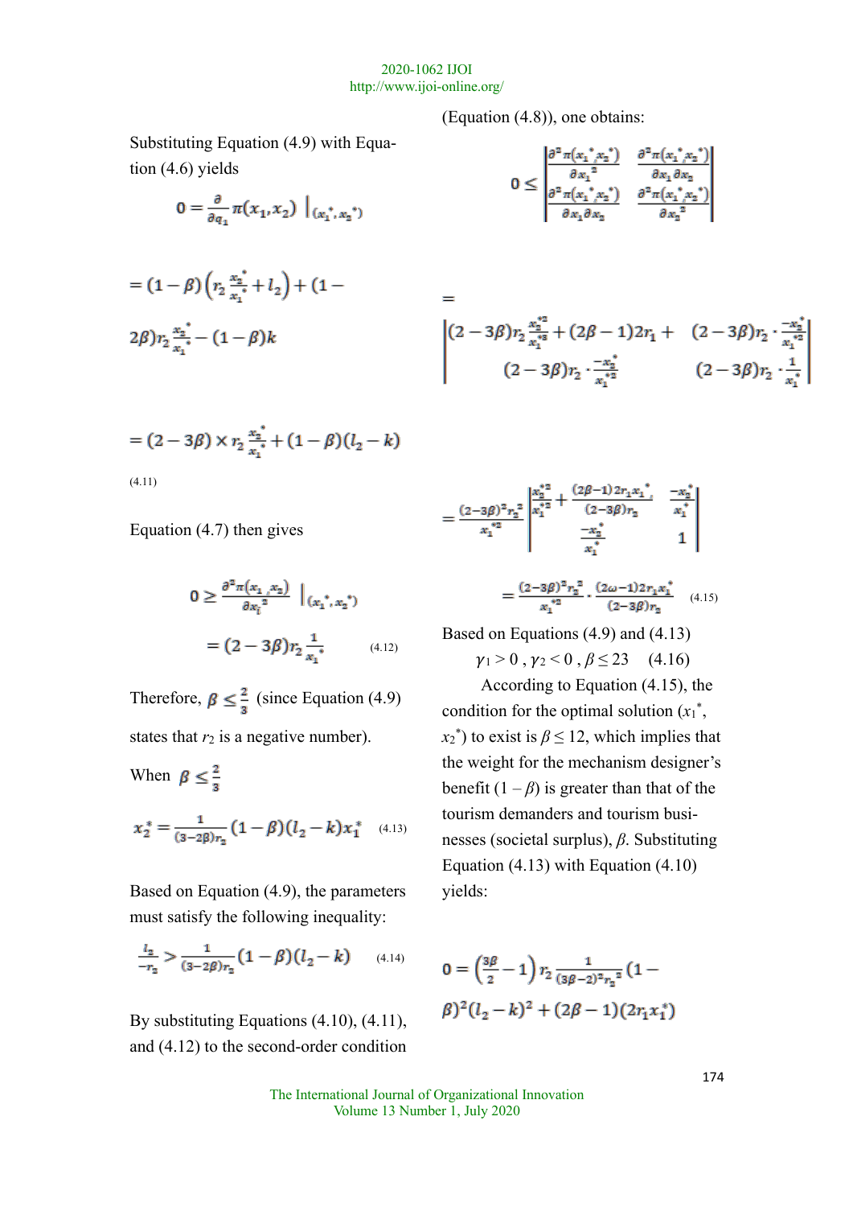Substituting Equation (4.9) with Equation (4.6) yields

$$0 = \frac{\partial}{\partial q_1}\pi(x_1, x_2)\ \Big|_{(x_1^*, x_2^*)}$$

$$= (1-\beta)\left(r_2\frac{x_2^*}{x_1^*} + l_2\right) + (1 - 2\beta)r_2\frac{x_2^*}{x_1^*} - (1-\beta)k$$

$$= (2-3\beta) \times r_2\frac{x_2^*}{x_1^*} + (1-\beta)(l_2 - k) \quad (4.11)$$

Equation (4.7) then gives

$$0 \geq \frac{\partial^2 \pi(x_1, x_2)}{\partial x_1^2}\ \Big|_{(x_1^*, x_2^*)}$$

$$= (2-3\beta)r_2\frac{1}{x_1^*} \quad (4.12)$$

Therefore, $\beta \leq \frac{2}{3}$ (since Equation (4.9) states that $r_2$ is a negative number).

When $\beta \leq \frac{2}{3}$

$$x_2^* = \frac{1}{(3-2\beta)r_2}(1-\beta)(l_2 - k)x_1^* \quad (4.13)$$

Based on Equation (4.9), the parameters must satisfy the following inequality:

$$\frac{l_2}{-r_2} > \frac{1}{(3-2\beta)r_2}(1-\beta)(l_2 - k) \quad (4.14)$$

By substituting Equations (4.10), (4.11), and (4.12) to the second-order condition (Equation (4.8)), one obtains:

$$0 \leq \begin{vmatrix} \frac{\partial^2 \pi(x_1^*, x_2^*)}{\partial x_1^2} & \frac{\partial^2 \pi(x_1^*, x_2^*)}{\partial x_1 \partial x_2} \\ \frac{\partial^2 \pi(x_1^*, x_2^*)}{\partial x_1 \partial x_2} & \frac{\partial^2 \pi(x_1^*, x_2^*)}{\partial x_2^2} \end{vmatrix}$$

$$= \begin{vmatrix} (2-3\beta)r_2\frac{x_2^{*2}}{x_1^{*3}} + (2\beta-1)2r_1 + & (2-3\beta)r_2 \cdot \frac{-x_2^*}{x_1^{*2}} \\ (2-3\beta)r_2 \cdot \frac{-x_2^*}{x_1^{*2}} & (2-3\beta)r_2 \cdot \frac{1}{x_1^*} \end{vmatrix}$$

$$= \frac{(2-3\beta)^2 r_2^2}{x_1^{*2}} \begin{vmatrix} \frac{x_2^{*2}}{x_1^{*2}} + \frac{(2\beta-1)2r_1x_1^*}{(2-3\beta)r_2} & \frac{-x_2^*}{x_1^*} \\ \frac{-x_2^*}{x_1^*} & 1 \end{vmatrix}$$

$$= \frac{(2-3\beta)^2 r_2^2}{x_1^{*2}} \cdot \frac{(2\omega-1)2r_1x_1^*}{(2-3\beta)r_2} \quad (4.15)$$

Based on Equations (4.9) and (4.13)

$\gamma_1 > 0$, $\gamma_2 < 0$, $\beta \leq 23$ (4.16)

According to Equation (4.15), the condition for the optimal solution ($x_1^*$, $x_2^*$) to exist is $\beta \leq 12$, which implies that the weight for the mechanism designer's benefit $(1-\beta)$ is greater than that of the tourism demanders and tourism businesses (societal surplus), $\beta$. Substituting Equation (4.13) with Equation (4.10) yields:

$$0 = \left(\frac{3\beta}{2} - 1\right)r_2\frac{1}{(3\beta-2)^2 r_2^{\,2}}(1-\beta)^2(l_2 - k)^2 + (2\beta - 1)(2r_1x_1^*)$$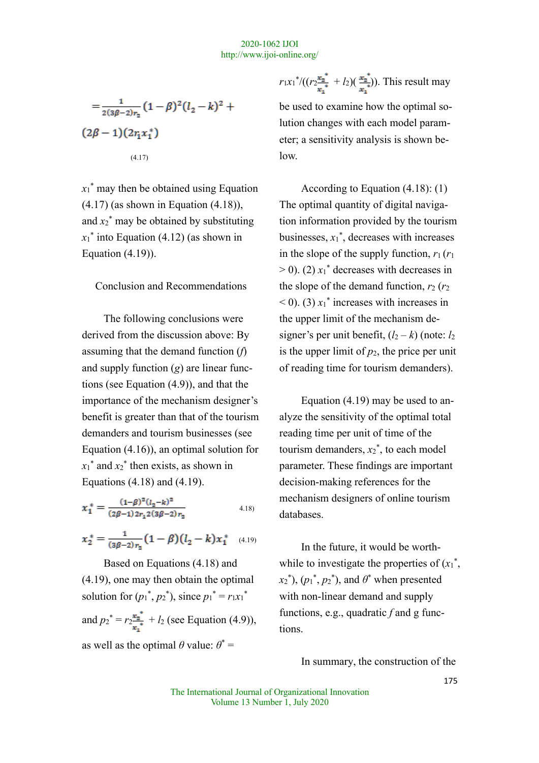$$= \frac{1}{2(3\beta-2)r_2}(1-\beta)^2(l_2-k)^2 + (2\beta-1)(2r_1x_1^*) \quad (4.17)$$

$x_1^*$ may then be obtained using Equation (4.17) (as shown in Equation (4.18)), and $x_2^*$ may be obtained by substituting $x_1^*$ into Equation (4.12) (as shown in Equation (4.19)).

## Conclusion and Recommendations

The following conclusions were derived from the discussion above: By assuming that the demand function ($f$) and supply function ($g$) are linear functions (see Equation (4.9)), and that the importance of the mechanism designer's benefit is greater than that of the tourism demanders and tourism businesses (see Equation (4.16)), an optimal solution for $x_1^*$ and $x_2^*$ then exists, as shown in Equations (4.18) and (4.19).

$$x_1^* = \frac{(1-\beta)^2(l_2-k)^2}{(2\beta-1)2r_1 2(3\beta-2)r_2} \quad (4.18)$$

$$x_2^* = \frac{1}{(3\beta-2)r_2}(1-\beta)(l_2-k)x_1^* \quad (4.19)$$

Based on Equations (4.18) and (4.19), one may then obtain the optimal solution for ($p_1^*$, $p_2^*$), since $p_1^* = r_1x_1^*$ and $p_2^* = r_2\frac{x_2^*}{x_1^*} + l_2$ (see Equation (4.9)), as well as the optimal $\theta$ value: $\theta^* = r_1x_1^*/((r_2\frac{x_2^*}{x_1^*} + l_2)(\frac{x_2^*}{x_1^*}))$. This result may be used to examine how the optimal solution changes with each model parameter; a sensitivity analysis is shown below.

According to Equation (4.18): (1) The optimal quantity of digital navigation information provided by the tourism businesses, $x_1^*$, decreases with increases in the slope of the supply function, $r_1$ ($r_1 > 0$). (2) $x_1^*$ decreases with decreases in the slope of the demand function, $r_2$ ($r_2 < 0$). (3) $x_1^*$ increases with increases in the upper limit of the mechanism designer's per unit benefit, ($l_2 - k$) (note: $l_2$ is the upper limit of $p_2$, the price per unit of reading time for tourism demanders).

Equation (4.19) may be used to analyze the sensitivity of the optimal total reading time per unit of time of the tourism demanders, $x_2^*$, to each model parameter. These findings are important decision-making references for the mechanism designers of online tourism databases.

In the future, it would be worthwhile to investigate the properties of ($x_1^*$, $x_2^*$), ($p_1^*$, $p_2^*$), and $\theta^*$ when presented with non-linear demand and supply functions, e.g., quadratic $f$ and g functions.

In summary, the construction of the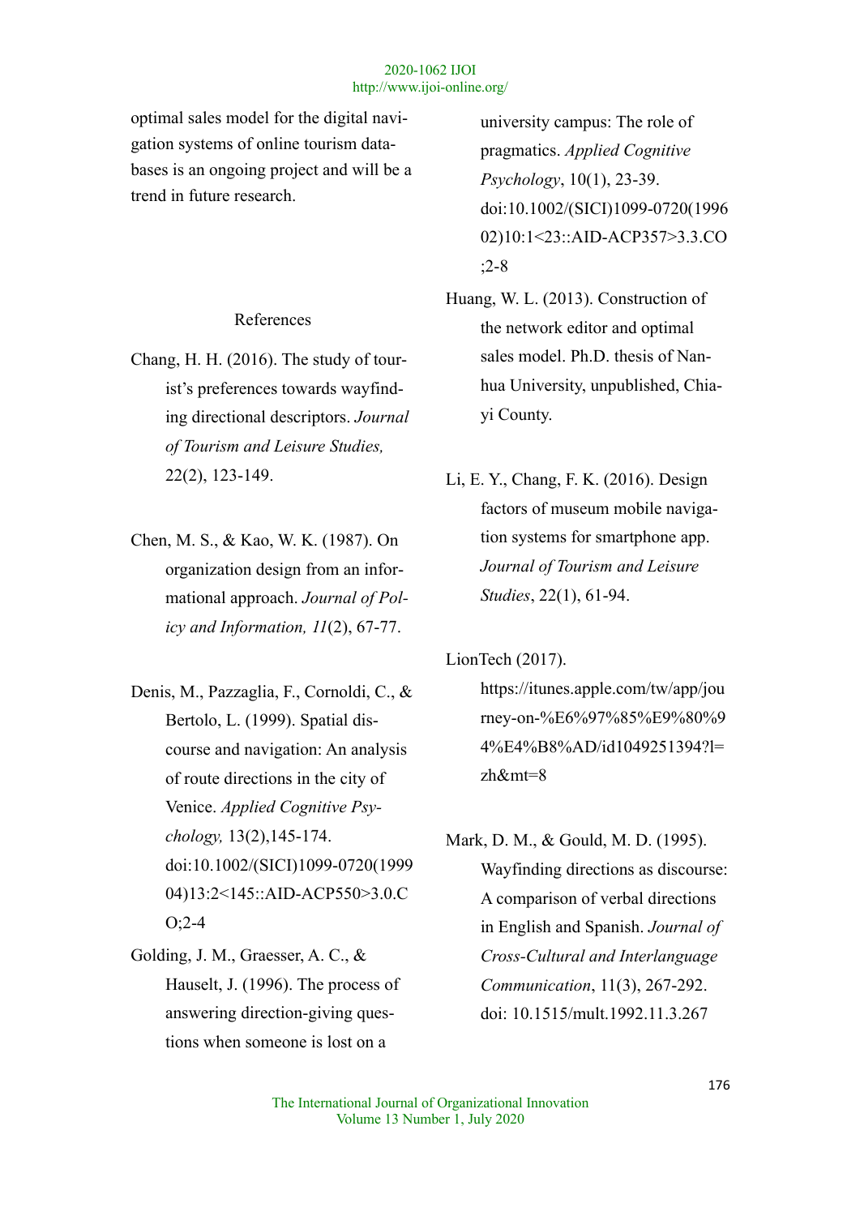optimal sales model for the digital navigation systems of online tourism databases is an ongoing project and will be a trend in future research.

## References

Chang, H. H. (2016). The study of tourist's preferences towards wayfinding directional descriptors. *Journal of Tourism and Leisure Studies,* 22(2), 123-149.

Chen, M. S., & Kao, W. K. (1987). On organization design from an informational approach. *Journal of Policy and Information, 11*(2), 67-77.

Denis, M., Pazzaglia, F., Cornoldi, C., & Bertolo, L. (1999). Spatial discourse and navigation: An analysis of route directions in the city of Venice. *Applied Cognitive Psychology,* 13(2),145-174. doi:10.1002/(SICI)1099-0720(199904)13:2<145::AID-ACP550>3.0.CO;2-4

Golding, J. M., Graesser, A. C., & Hauselt, J. (1996). The process of answering direction-giving questions when someone is lost on a university campus: The role of pragmatics. *Applied Cognitive Psychology*, 10(1), 23-39. doi:10.1002/(SICI)1099-0720(199602)10:1<23::AID-ACP357>3.3.CO;2-8

Huang, W. L. (2013). Construction of the network editor and optimal sales model. Ph.D. thesis of Nanhua University, unpublished, Chiayi County.

Li, E. Y., Chang, F. K. (2016). Design factors of museum mobile navigation systems for smartphone app. *Journal of Tourism and Leisure Studies*, 22(1), 61-94.

LionTech (2017). https://itunes.apple.com/tw/app/journey-on-%E6%97%85%E9%80%94%E4%B8%AD/id1049251394?l=zh&mt=8

Mark, D. M., & Gould, M. D. (1995). Wayfinding directions as discourse: A comparison of verbal directions in English and Spanish. *Journal of Cross-Cultural and Interlanguage Communication*, 11(3), 267-292. doi: 10.1515/mult.1992.11.3.267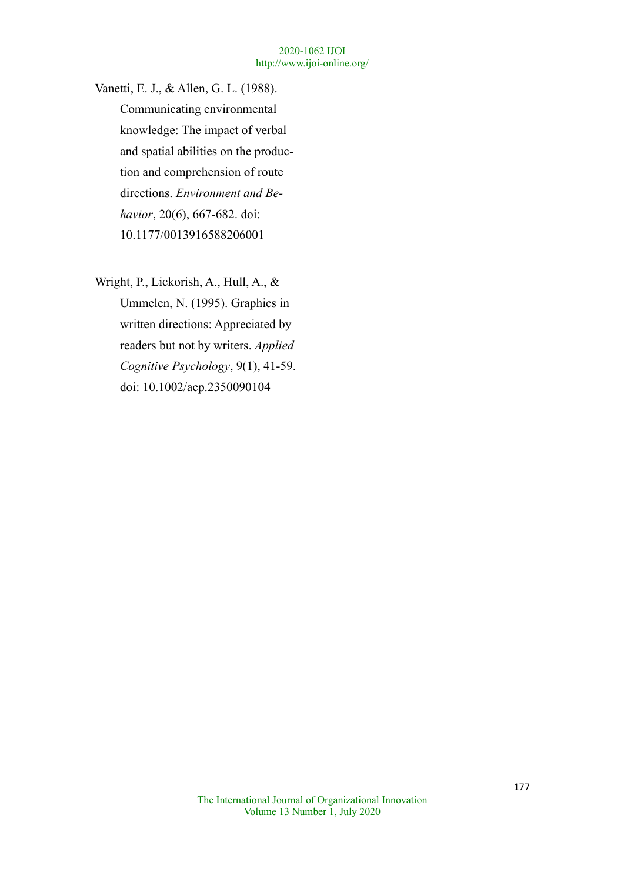Vanetti, E. J., & Allen, G. L. (1988). Communicating environmental knowledge: The impact of verbal and spatial abilities on the production and comprehension of route directions. *Environment and Behavior*, 20(6), 667-682. doi: 10.1177/0013916588206001

Wright, P., Lickorish, A., Hull, A., & Ummelen, N. (1995). Graphics in written directions: Appreciated by readers but not by writers. *Applied Cognitive Psychology*, 9(1), 41-59. doi: 10.1002/acp.2350090104